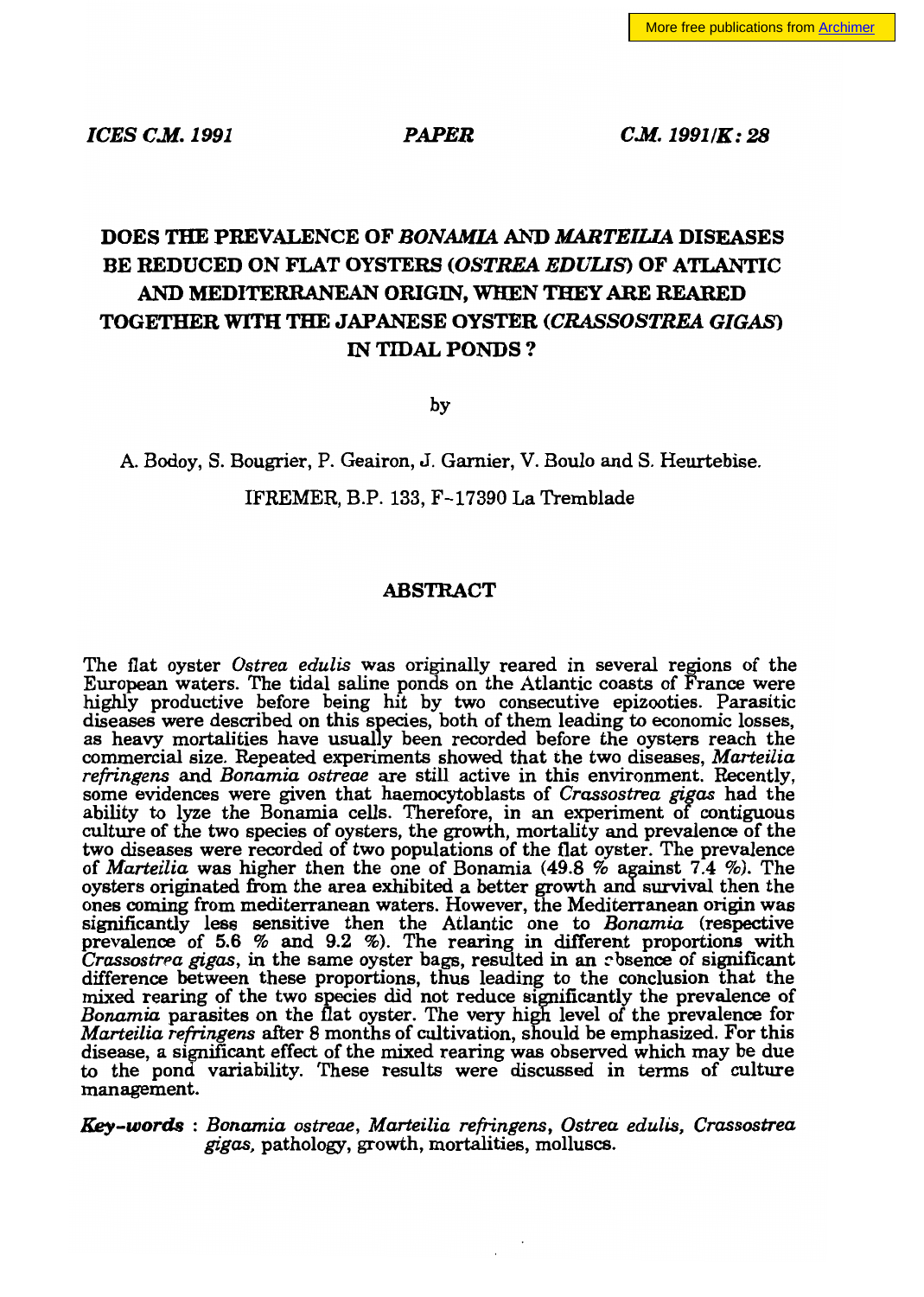ICES C.M. 1991 — PAPER — C.M. 1991/K: 28

# DOES THE PREVALENCE OF *BONAMIA* AND *MARTEILIA* DISEASES BE REDUCED ON FLAT OYSTERS (*OSTREA EDULIS*) OF ATLANTIC AND MEDITERRANEAN ORIGIN, WHEN THEY ARE REARED TOGETHER WITH THE JAPANESE OYSTER (*CRASSOSTREA GIGAS*) IN TIDAL PONDS ?

by

A. Bodoy, S. Bougrier, P. Geairon, J. Garnier, V. Boulo and S. Heurtebise.

IFREMER, B.P. 133, F-17390 La Tremblade

## ABSTRACT

The flat oyster *Ostrea edulis* was originally reared in several regions of the European waters. The tidal saline ponds on the Atlantic coasts of France were highly productive before being hit by two consecutive epizooties. Parasitic diseases were described on this species, both of them leading to economic losses, as heavy mortalities have usually been recorded before the oysters reach the commercial size. Repeated experiments showed that the two diseases, *Marteilia refringens* and *Bonamia ostreae* are still active in this environment. Recently, some evidences were given that haemocytoblasts of *Crassostrea gigas* had the ability to lyze the Bonamia cells. Therefore, in an experiment of contiguous culture of the two species of oysters, the growth, mortality and prevalence of the two diseases were recorded of two populations of the flat oyster. The prevalence of *Marteilia* was higher then the one of Bonamia (49.8 % against 7.4 %). The oysters originated from the area exhibited a better growth and survival then the ones coming from mediterranean waters. However, the Mediterranean origin was significantly less sensitive then the Atlantic one to *Bonamia* (respective prevalence of 5.6 % and 9.2 %). The rearing in different proportions with *Crassostrea gigas*, in the same oyster bags, resulted in an absence of significant difference between these proportions, thus leading to the conclusion that the mixed rearing of the two species did not reduce significantly the prevalence of *Bonamia* parasites on the flat oyster. The very high level of the prevalence for *Marteilia refringens* after 8 months of cultivation, should be emphasized. For this disease, a significant effect of the mixed rearing was observed which may be due to the pond variability. These results were discussed in terms of culture management.

***Key-words*** : *Bonamia ostreae*, *Marteilia refringens*, *Ostrea edulis*, *Crassostrea gigas*, pathology, growth, mortalities, molluscs.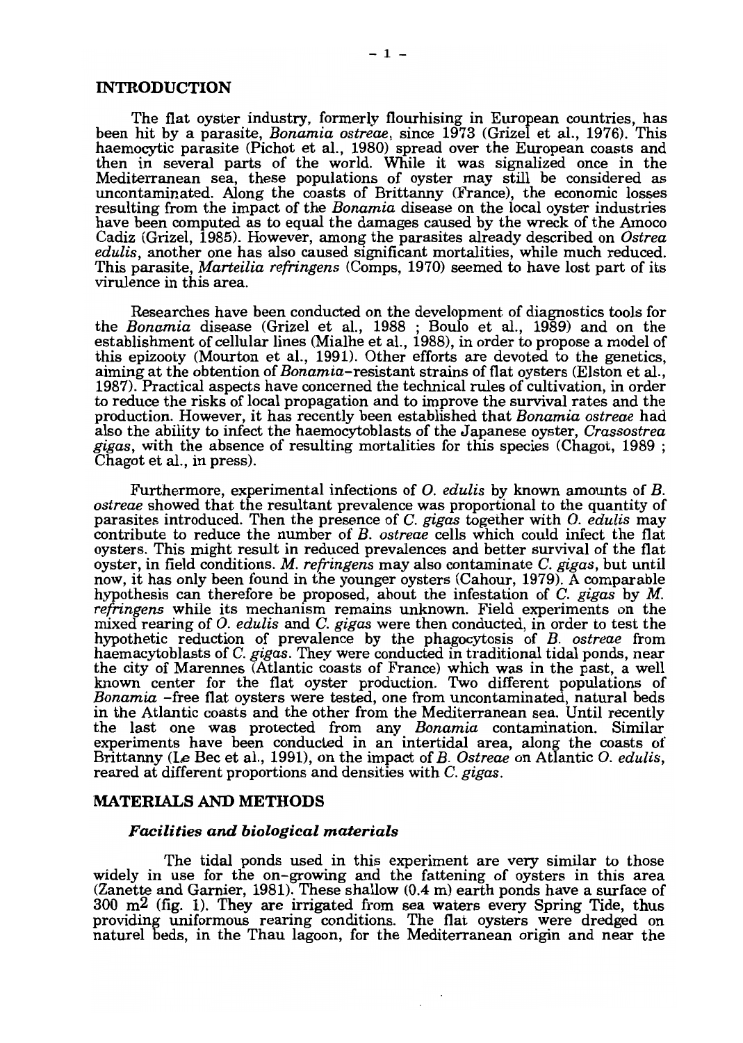## INTRODUCTION

The flat oyster industry, formerly flourhising in European countries, has been hit by a parasite, *Bonamia ostreae*, since 1973 (Grizel et al., 1976). This haemocytic parasite (Pichot et al., 1980) spread over the European coasts and then in several parts of the world. While it was signalized once in the Mediterranean sea, these populations of oyster may still be considered as uncontaminated. Along the coasts of Brittanny (France), the economic losses resulting from the impact of the *Bonamia* disease on the local oyster industries have been computed as to equal the damages caused by the wreck of the Amoco Cadiz (Grizel, 1985). However, among the parasites already described on *Ostrea edulis*, another one has also caused significant mortalities, while much reduced. This parasite, *Marteilia refringens* (Comps, 1970) seemed to have lost part of its virulence in this area.

Researches have been conducted on the development of diagnostics tools for the *Bonamia* disease (Grizel et al., 1988 ; Boulo et al., 1989) and on the establishment of cellular lines (Mialhe et al., 1988), in order to propose a model of this epizooty (Mourton et al., 1991). Other efforts are devoted to the genetics, aiming at the obtention of *Bonamia*-resistant strains of flat oysters (Elston et al., 1987). Practical aspects have concerned the technical rules of cultivation, in order to reduce the risks of local propagation and to improve the survival rates and the production. However, it has recently been established that *Bonamia ostreae* had also the ability to infect the haemocytoblasts of the Japanese oyster, *Crassostrea gigas*, with the absence of resulting mortalities for this species (Chagot, 1989 ; Chagot et al., in press).

Furthermore, experimental infections of *O. edulis* by known amounts of *B. ostreae* showed that the resultant prevalence was proportional to the quantity of parasites introduced. Then the presence of *C. gigas* together with *O. edulis* may contribute to reduce the number of *B. ostreae* cells which could infect the flat oysters. This might result in reduced prevalences and better survival of the flat oyster, in field conditions. *M. refringens* may also contaminate *C. gigas*, but until now, it has only been found in the younger oysters (Cahour, 1979). A comparable hypothesis can therefore be proposed, about the infestation of *C. gigas* by *M. refringens* while its mechanism remains unknown. Field experiments on the mixed rearing of *O. edulis* and *C. gigas* were then conducted, in order to test the hypothetic reduction of prevalence by the phagocytosis of *B. ostreae* from haemacytoblasts of *C. gigas*. They were conducted in traditional tidal ponds, near the city of Marennes (Atlantic coasts of France) which was in the past, a well known center for the flat oyster production. Two different populations of *Bonamia* -free flat oysters were tested, one from uncontaminated, natural beds in the Atlantic coasts and the other from the Mediterranean sea. Until recently the last one was protected from any *Bonamia* contamination. Similar experiments have been conducted in an intertidal area, along the coasts of Brittanny (Le Bec et al., 1991), on the impact of *B. Ostreae* on Atlantic *O. edulis*, reared at different proportions and densities with *C. gigas*.

## MATERIALS AND METHODS

### *Facilities and biological materials*

The tidal ponds used in this experiment are very similar to those widely in use for the on-growing and the fattening of oysters in this area (Zanette and Garnier, 1981). These shallow (0.4 m) earth ponds have a surface of 300 $m^2$ (fig. 1). They are irrigated from sea waters every Spring Tide, thus providing uniformous rearing conditions. The flat oysters were dredged on naturel beds, in the Thau lagoon, for the Mediterranean origin and near the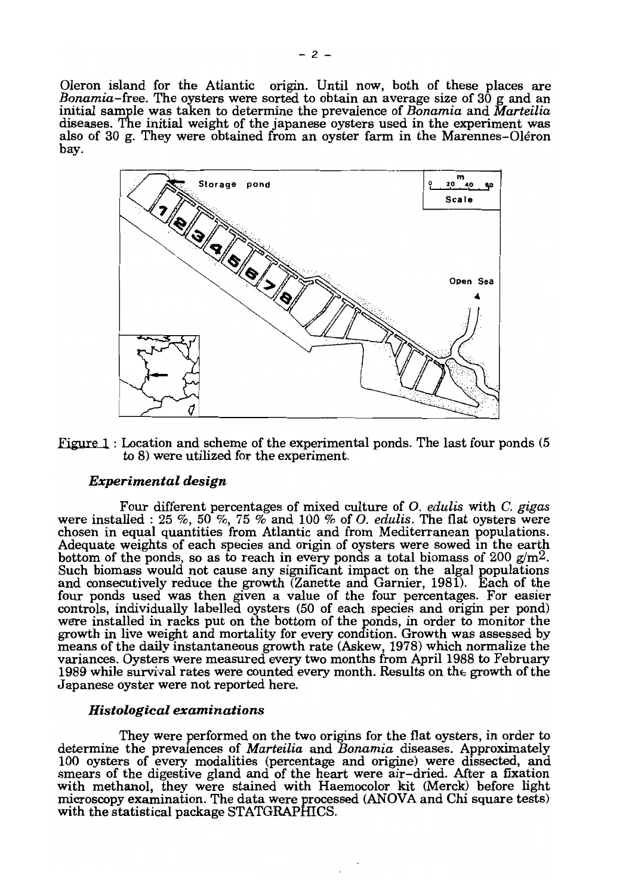Oleron island for the Atlantic origin. Until now, both of these places are *Bonamia*-free. The oysters were sorted to obtain an average size of 30 g and an initial sample was taken to determine the prevalence of *Bonamia* and *Marteilia* diseases. The initial weight of the japanese oysters used in the experiment was also of 30 g. They were obtained from an oyster farm in the Marennes-Oléron bay.

Figure 1 : Location and scheme of the experimental ponds. The last four ponds (5 to 8) were utilized for the experiment.

### *Experimental design*

Four different percentages of mixed culture of *O. edulis* with *C. gigas* were installed : 25 %, 50 %, 75 % and 100 % of *O. edulis*. The flat oysters were chosen in equal quantities from Atlantic and from Mediterranean populations. Adequate weights of each species and origin of oysters were sowed in the earth bottom of the ponds, so as to reach in every ponds a total biomass of 200 $g/m^2$. Such biomass would not cause any significant impact on the algal populations and consecutively reduce the growth (Zanette and Garnier, 1981). Each of the four ponds used was then given a value of the four percentages. For easier controls, individually labelled oysters (50 of each species and origin per pond) were installed in racks put on the bottom of the ponds, in order to monitor the growth in live weight and mortality for every condition. Growth was assessed by means of the daily instantaneous growth rate (Askew, 1978) which normalize the variances. Oysters were measured every two months from April 1988 to February 1989 while survival rates were counted every month. Results on the growth of the Japanese oyster were not reported here.

### *Histological examinations*

They were performed on the two origins for the flat oysters, in order to determine the prevalences of *Marteilia* and *Bonamia* diseases. Approximately 100 oysters of every modalities (percentage and origine) were dissected, and smears of the digestive gland and of the heart were air-dried. After a fixation with methanol, they were stained with Haemocolor kit (Merck) before light microscopy examination. The data were processed (ANOVA and Chi square tests) with the statistical package STATGRAPHICS.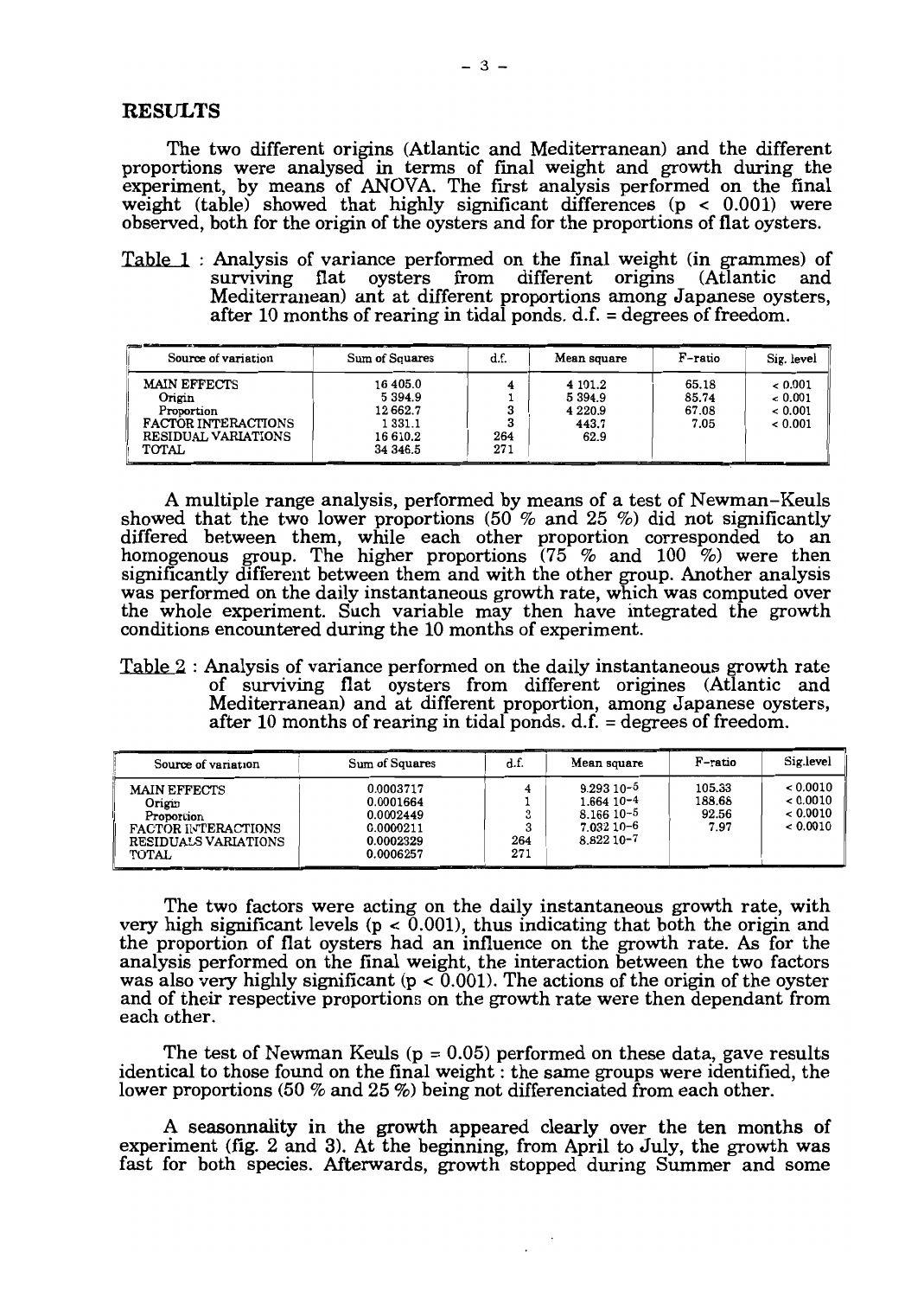## RESULTS

The two different origins (Atlantic and Mediterranean) and the different proportions were analysed in terms of final weight and growth during the experiment, by means of ANOVA. The first analysis performed on the final weight (table) showed that highly significant differences ($p < 0.001$) were observed, both for the origin of the oysters and for the proportions of flat oysters.

Table 1 : Analysis of variance performed on the final weight (in grammes) of surviving flat oysters from different origins (Atlantic and Mediterranean) ant at different proportions among Japanese oysters, after 10 months of rearing in tidal ponds. d.f. = degrees of freedom.

| Source of variation | Sum of Squares | d.f. | Mean square | F-ratio | Sig. level |
|---|---|---|---|---|---|
| MAIN EFFECTS | 16 405.0 | 4 | 4 101.2 | 65.18 | < 0.001 |
| Origin | 5 394.9 | 1 | 5 394.9 | 85.74 | < 0.001 |
| Proportion | 12 662.7 | 3 | 4 220.9 | 67.08 | < 0.001 |
| FACTOR INTERACTIONS | 1 331.1 | 3 | 443.7 | 7.05 | < 0.001 |
| RESIDUAL VARIATIONS | 16 610.2 | 264 | 62.9 | | |
| TOTAL | 34 346.5 | 271 | | | |

A multiple range analysis, performed by means of a test of Newman-Keuls showed that the two lower proportions (50 % and 25 %) did not significantly differed between them, while each other proportion corresponded to an homogenous group. The higher proportions (75 % and 100 %) were then significantly different between them and with the other group. Another analysis was performed on the daily instantaneous growth rate, which was computed over the whole experiment. Such variable may then have integrated the growth conditions encountered during the 10 months of experiment.

Table 2 : Analysis of variance performed on the daily instantaneous growth rate of surviving flat oysters from different origines (Atlantic and Mediterranean) and at different proportion, among Japanese oysters, after 10 months of rearing in tidal ponds. d.f. = degrees of freedom.

| Source of variation | Sum of Squares | d.f. | Mean square | F-ratio | Sig.level |
|---|---|---|---|---|---|
| MAIN EFFECTS | 0.0003717 | 4 | $9.293\ 10^{-5}$ | 105.33 | < 0.0010 |
| Origin | 0.0001664 | 1 | $1.664\ 10^{-4}$ | 188.68 | < 0.0010 |
| Proportion | 0.0002449 | 3 | $8.166\ 10^{-5}$ | 92.56 | < 0.0010 |
| FACTOR INTERACTIONS | 0.0000211 | 3 | $7.032\ 10^{-6}$ | 7.97 | < 0.0010 |
| RESIDUALS VARIATIONS | 0.0002329 | 264 | $8.822\ 10^{-7}$ | | |
| TOTAL | 0.0006257 | 271 | | | |

The two factors were acting on the daily instantaneous growth rate, with very high significant levels ($p < 0.001$), thus indicating that both the origin and the proportion of flat oysters had an influence on the growth rate. As for the analysis performed on the final weight, the interaction between the two factors was also very highly significant ($p < 0.001$). The actions of the origin of the oyster and of their respective proportions on the growth rate were then dependant from each other.

The test of Newman Keuls ($p = 0.05$) performed on these data, gave results identical to those found on the final weight : the same groups were identified, the lower proportions (50 % and 25 %) being not differenciated from each other.

A seasonnality in the growth appeared clearly over the ten months of experiment (fig. 2 and 3). At the beginning, from April to July, the growth was fast for both species. Afterwards, growth stopped during Summer and some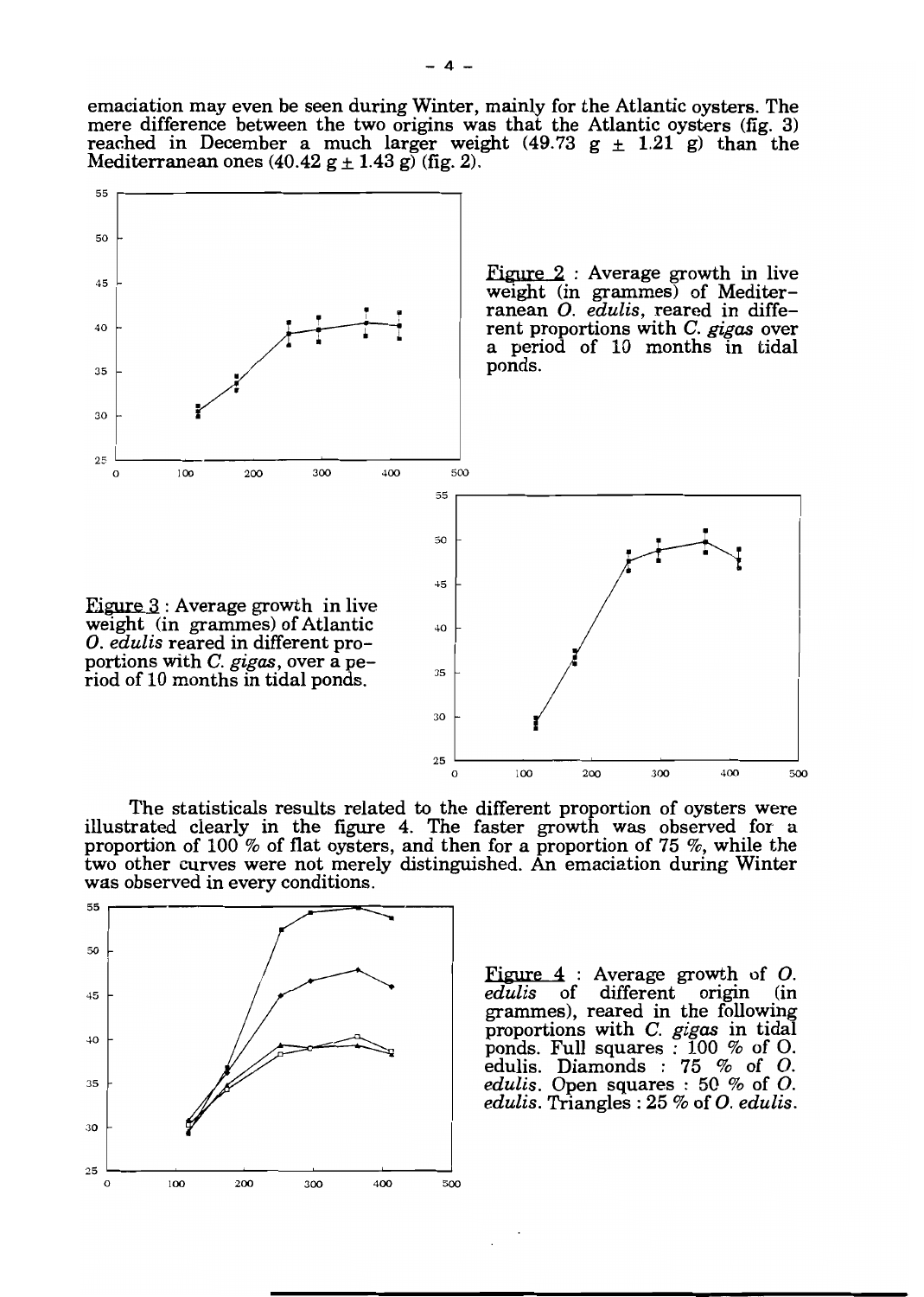emaciation may even be seen during Winter, mainly for the Atlantic oysters. The mere difference between the two origins was that the Atlantic oysters (fig. 3) reached in December a much larger weight (49.73 g ± 1.21 g) than the Mediterranean ones (40.42 g ± 1.43 g) (fig. 2).

Figure 2 : Average growth in live weight (in grammes) of Mediterranean *O. edulis*, reared in different proportions with *C. gigas* over a period of 10 months in tidal ponds.

Figure 3 : Average growth in live weight (in grammes) of Atlantic *O. edulis* reared in different proportions with *C. gigas*, over a period of 10 months in tidal ponds.

The statisticals results related to the different proportion of oysters were illustrated clearly in the figure 4. The faster growth was observed for a proportion of 100 % of flat oysters, and then for a proportion of 75 %, while the two other curves were not merely distinguished. An emaciation during Winter was observed in every conditions.

Figure 4 : Average growth of *O. edulis* of different origin (in grammes), reared in the following proportions with *C. gigas* in tidal ponds. Full squares : 100 % of O. edulis. Diamonds : 75 % of *O. edulis*. Open squares : 50 % of *O. edulis*. Triangles : 25 % of *O. edulis*.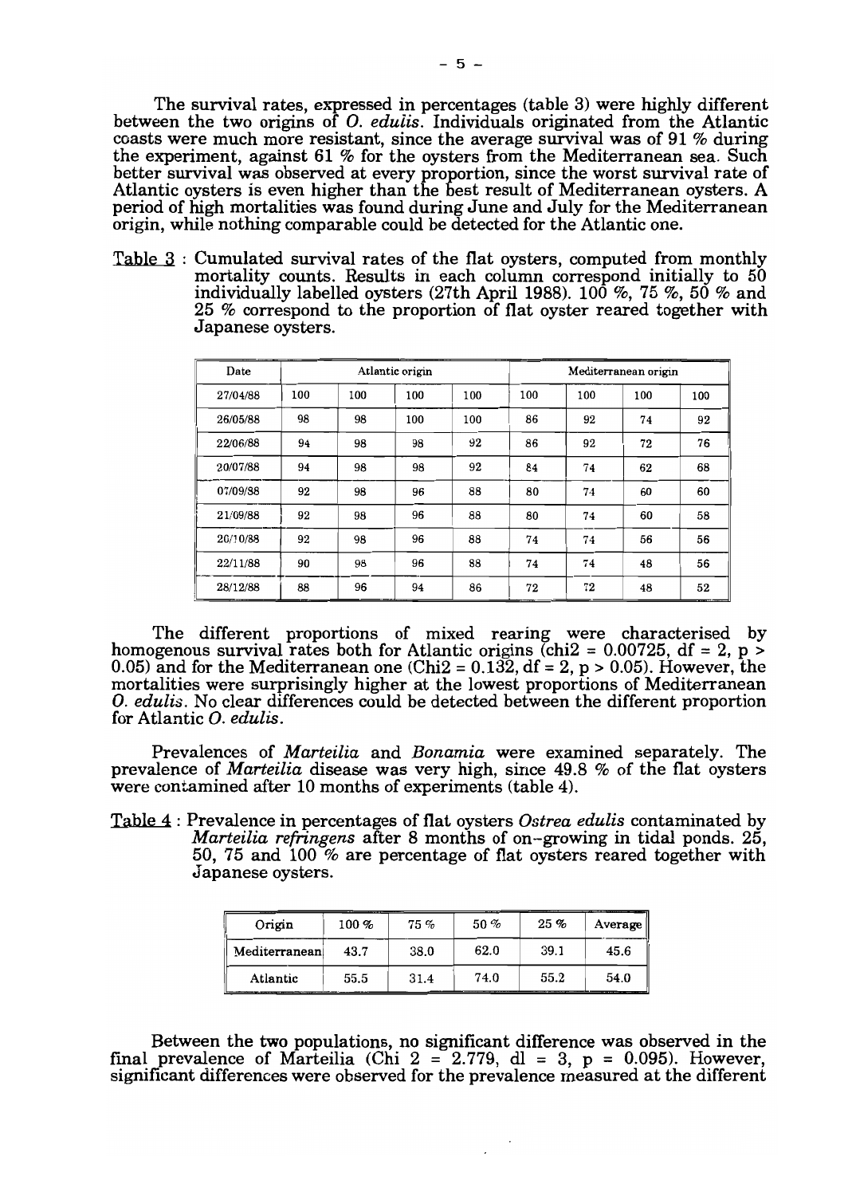The survival rates, expressed in percentages (table 3) were highly different between the two origins of *O. edulis*. Individuals originated from the Atlantic coasts were much more resistant, since the average survival was of 91 % during the experiment, against 61 % for the oysters from the Mediterranean sea. Such better survival was observed at every proportion, since the worst survival rate of Atlantic oysters is even higher than the best result of Mediterranean oysters. A period of high mortalities was found during June and July for the Mediterranean origin, while nothing comparable could be detected for the Atlantic one.

Table 3 : Cumulated survival rates of the flat oysters, computed from monthly mortality counts. Results in each column correspond initially to 50 individually labelled oysters (27th April 1988). 100 %, 75 %, 50 % and 25 % correspond to the proportion of flat oyster reared together with Japanese oysters.

| Date | Atlantic origin | | | | Mediterranean origin | | | |
|---|---|---|---|---|---|---|---|---|
| 27/04/88 | 100 | 100 | 100 | 100 | 100 | 100 | 100 | 100 |
| 26/05/88 | 98 | 98 | 100 | 100 | 86 | 92 | 74 | 92 |
| 22/06/88 | 94 | 98 | 98 | 92 | 86 | 92 | 72 | 76 |
| 20/07/88 | 94 | 98 | 98 | 92 | 84 | 74 | 62 | 68 |
| 07/09/88 | 92 | 98 | 96 | 88 | 80 | 74 | 60 | 60 |
| 21/09/88 | 92 | 98 | 96 | 88 | 80 | 74 | 60 | 58 |
| 20/10/88 | 92 | 98 | 96 | 88 | 74 | 74 | 56 | 56 |
| 22/11/88 | 90 | 98 | 96 | 88 | 74 | 74 | 48 | 56 |
| 28/12/88 | 88 | 96 | 94 | 86 | 72 | 72 | 48 | 52 |

The different proportions of mixed rearing were characterised by homogenous survival rates both for Atlantic origins (chi2 = 0.00725, df = 2, $p > 0.05$) and for the Mediterranean one (Chi2 = 0.132, df = 2, $p > 0.05$). However, the mortalities were surprisingly higher at the lowest proportions of Mediterranean *O. edulis*. No clear differences could be detected between the different proportion for Atlantic *O. edulis*.

Prevalences of *Marteilia* and *Bonamia* were examined separately. The prevalence of *Marteilia* disease was very high, since 49.8 % of the flat oysters were contamined after 10 months of experiments (table 4).

Table 4 : Prevalence in percentages of flat oysters *Ostrea edulis* contaminated by *Marteilia refringens* after 8 months of on-growing in tidal ponds. 25, 50, 75 and 100 % are percentage of flat oysters reared together with Japanese oysters.

| Origin | 100 % | 75 % | 50 % | 25 % | Average |
|---|---|---|---|---|---|
| Mediterranean | 43.7 | 38.0 | 62.0 | 39.1 | 45.6 |
| Atlantic | 55.5 | 31.4 | 74.0 | 55.2 | 54.0 |

Between the two populations, no significant difference was observed in the final prevalence of Marteilia (Chi 2 = 2.779, dl = 3, p = 0.095). However, significant differences were observed for the prevalence measured at the different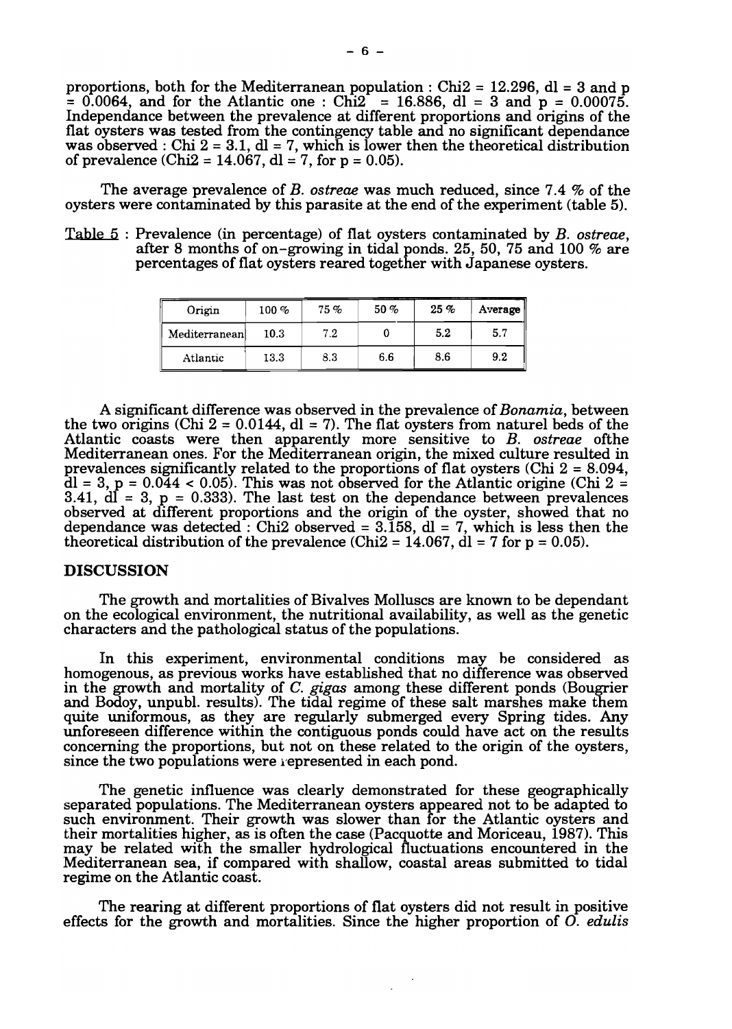proportions, both for the Mediterranean population : Chi2 = 12.296, dl = 3 and p = 0.0064, and for the Atlantic one : Chi2 = 16.886, dl = 3 and p = 0.00075. Independance between the prevalence at different proportions and origins of the flat oysters was tested from the contingency table and no significant dependance was observed : Chi 2 = 3.1, dl = 7, which is lower then the theoretical distribution of prevalence (Chi2 = 14.067, dl = 7, for p = 0.05).

The average prevalence of *B. ostreae* was much reduced, since 7.4 % of the oysters were contaminated by this parasite at the end of the experiment (table 5).

Table 5 : Prevalence (in percentage) of flat oysters contaminated by *B. ostreae*, after 8 months of on-growing in tidal ponds. 25, 50, 75 and 100 % are percentages of flat oysters reared together with Japanese oysters.

| Origin | 100 % | 75 % | 50 % | 25 % | Average |
|---|---|---|---|---|---|
| Mediterranean | 10.3 | 7.2 | 0 | 5.2 | 5.7 |
| Atlantic | 13.3 | 8.3 | 6.6 | 8.6 | 9.2 |

A significant difference was observed in the prevalence of *Bonamia*, between the two origins (Chi 2 = 0.0144, dl = 7). The flat oysters from naturel beds of the Atlantic coasts were then apparently more sensitive to *B. ostreae* ofthe Mediterranean ones. For the Mediterranean origin, the mixed culture resulted in prevalences significantly related to the proportions of flat oysters (Chi 2 = 8.094, dl = 3, p = 0.044 < 0.05). This was not observed for the Atlantic origine (Chi 2 = 3.41, dl = 3, p = 0.333). The last test on the dependance between prevalences observed at different proportions and the origin of the oyster, showed that no dependance was detected : Chi2 observed = 3.158, dl = 7, which is less then the theoretical distribution of the prevalence (Chi2 = 14.067, dl = 7 for p = 0.05).

## DISCUSSION

The growth and mortalities of Bivalves Molluscs are known to be dependant on the ecological environment, the nutritional availability, as well as the genetic characters and the pathological status of the populations.

In this experiment, environmental conditions may be considered as homogenous, as previous works have established that no difference was observed in the growth and mortality of *C. gigas* among these different ponds (Bougrier and Bodoy, unpubl. results). The tidal regime of these salt marshes make them quite uniformous, as they are regularly submerged every Spring tides. Any unforeseen difference within the contiguous ponds could have act on the results concerning the proportions, but not on these related to the origin of the oysters, since the two populations were represented in each pond.

The genetic influence was clearly demonstrated for these geographically separated populations. The Mediterranean oysters appeared not to be adapted to such environment. Their growth was slower than for the Atlantic oysters and their mortalities higher, as is often the case (Pacquotte and Moriceau, 1987). This may be related with the smaller hydrological fluctuations encountered in the Mediterranean sea, if compared with shallow, coastal areas submitted to tidal regime on the Atlantic coast.

The rearing at different proportions of flat oysters did not result in positive effects for the growth and mortalities. Since the higher proportion of *O. edulis*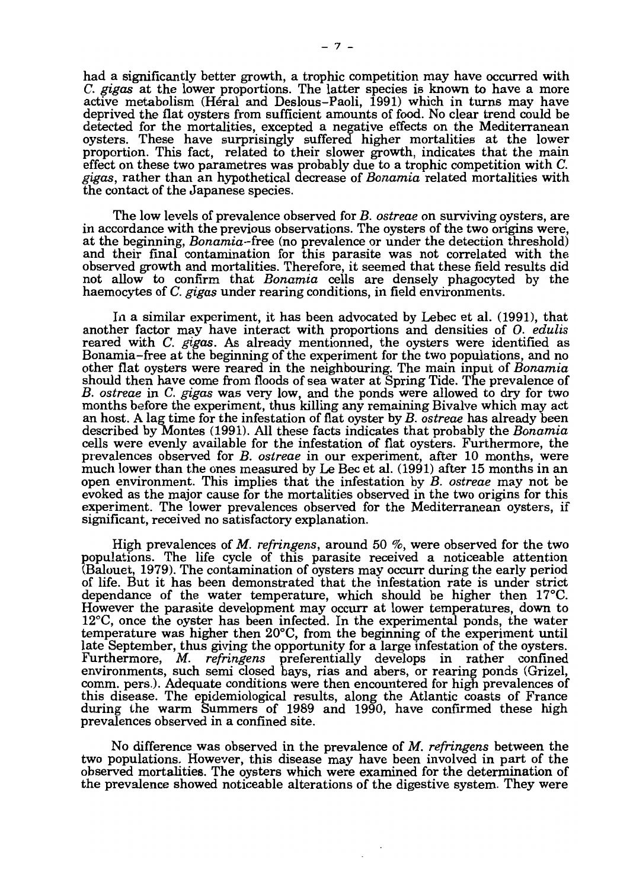had a significantly better growth, a trophic competition may have occurred with *C. gigas* at the lower proportions. The latter species is known to have a more active metabolism (Héral and Deslous-Paoli, 1991) which in turns may have deprived the flat oysters from sufficient amounts of food. No clear trend could be detected for the mortalities, excepted a negative effects on the Mediterranean oysters. These have surprisingly suffered higher mortalities at the lower proportion. This fact, related to their slower growth, indicates that the main effect on these two parametres was probably due to a trophic competition with *C. gigas*, rather than an hypothetical decrease of *Bonamia* related mortalities with the contact of the Japanese species.

The low levels of prevalence observed for *B. ostreae* on surviving oysters, are in accordance with the previous observations. The oysters of the two origins were, at the beginning, *Bonamia*-free (no prevalence or under the detection threshold) and their final contamination for this parasite was not correlated with the observed growth and mortalities. Therefore, it seemed that these field results did not allow to confirm that *Bonamia* cells are densely phagocyted by the haemocytes of *C. gigas* under rearing conditions, in field environments.

In a similar experiment, it has been advocated by Lebec et al. (1991), that another factor may have interact with proportions and densities of *O. edulis* reared with *C. gigas*. As already mentionned, the oysters were identified as Bonamia-free at the beginning of the experiment for the two populations, and no other flat oysters were reared in the neighbouring. The main input of *Bonamia* should then have come from floods of sea water at Spring Tide. The prevalence of *B. ostreae* in *C. gigas* was very low, and the ponds were allowed to dry for two months before the experiment, thus killing any remaining Bivalve which may act an host. A lag time for the infestation of flat oyster by *B. ostreae* has already been described by Montes (1991). All these facts indicates that probably the *Bonamia* cells were evenly available for the infestation of flat oysters. Furthermore, the prevalences observed for *B. ostreae* in our experiment, after 10 months, were much lower than the ones measured by Le Bec et al. (1991) after 15 months in an open environment. This implies that the infestation by *B. ostreae* may not be evoked as the major cause for the mortalities observed in the two origins for this experiment. The lower prevalences observed for the Mediterranean oysters, if significant, received no satisfactory explanation.

High prevalences of *M. refringens*, around 50 %, were observed for the two populations. The life cycle of this parasite received a noticeable attention (Balouet, 1979). The contamination of oysters may occurr during the early period of life. But it has been demonstrated that the infestation rate is under strict dependance of the water temperature, which should be higher then 17°C. However the parasite development may occurr at lower temperatures, down to 12°C, once the oyster has been infected. In the experimental ponds, the water temperature was higher then 20°C, from the beginning of the experiment until late September, thus giving the opportunity for a large infestation of the oysters. Furthermore, *M. refringens* preferentially develops in rather confined environments, such semi closed bays, rias and abers, or rearing ponds (Grizel, comm. pers.). Adequate conditions were then encountered for high prevalences of this disease. The epidemiological results, along the Atlantic coasts of France during the warm Summers of 1989 and 1990, have confirmed these high prevalences observed in a confined site.

No difference was observed in the prevalence of *M. refringens* between the two populations. However, this disease may have been involved in part of the observed mortalities. The oysters which were examined for the determination of the prevalence showed noticeable alterations of the digestive system. They were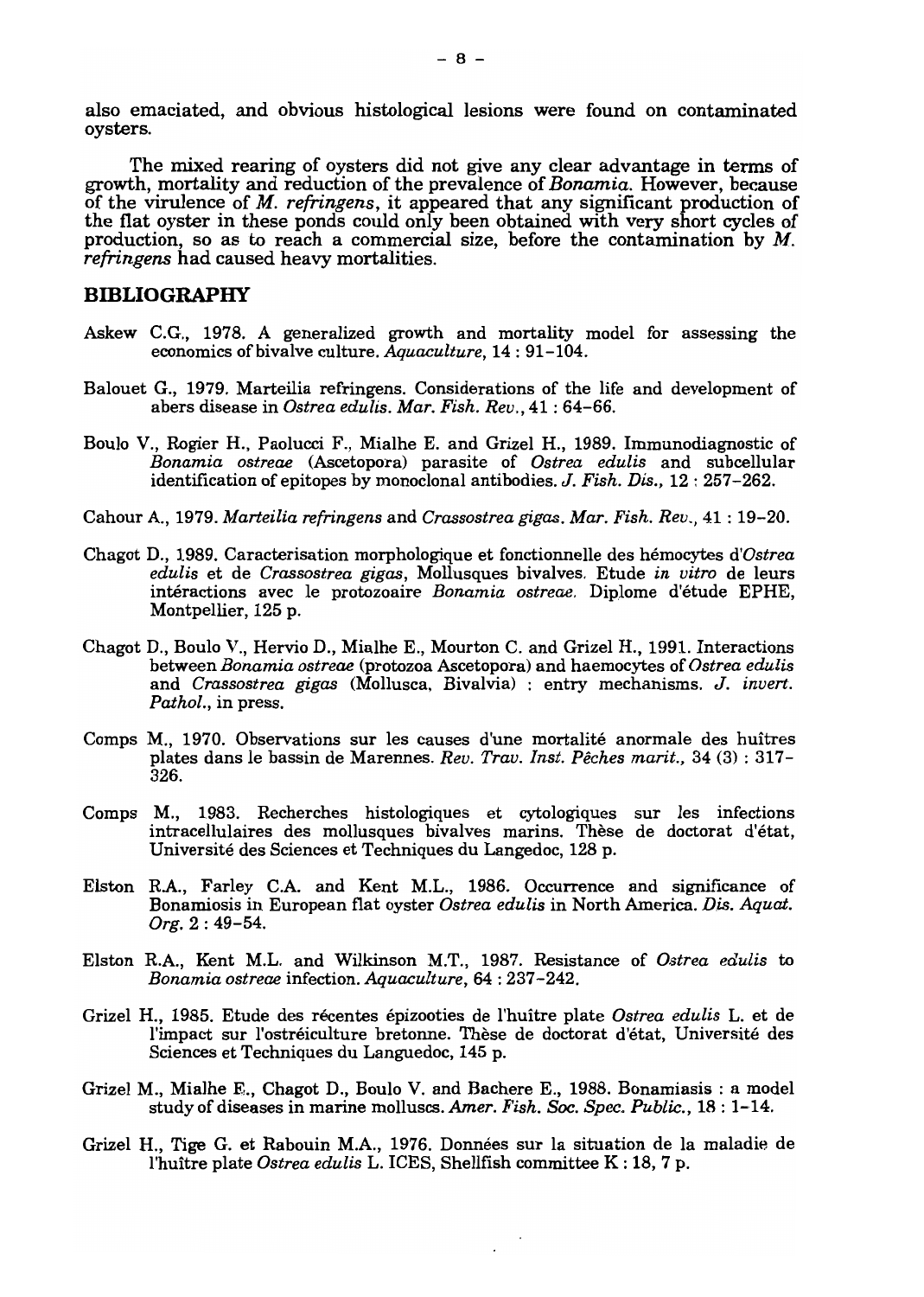also emaciated, and obvious histological lesions were found on contaminated oysters.

The mixed rearing of oysters did not give any clear advantage in terms of growth, mortality and reduction of the prevalence of *Bonamia*. However, because of the virulence of *M. refringens*, it appeared that any significant production of the flat oyster in these ponds could only been obtained with very short cycles of production, so as to reach a commercial size, before the contamination by *M. refringens* had caused heavy mortalities.

## BIBLIOGRAPHY

Askew C.G., 1978. A generalized growth and mortality model for assessing the economics of bivalve culture. *Aquaculture*, 14 : 91–104.

Balouet G., 1979. Marteilia refringens. Considerations of the life and development of abers disease in *Ostrea edulis*. *Mar. Fish. Rev.*, 41 : 64–66.

Boulo V., Rogier H., Paolucci F., Mialhe E. and Grizel H., 1989. Immunodiagnostic of *Bonamia ostreae* (Ascetopora) parasite of *Ostrea edulis* and subcellular identification of epitopes by monoclonal antibodies. *J. Fish. Dis.*, 12 : 257–262.

Cahour A., 1979. *Marteilia refringens* and *Crassostrea gigas*. *Mar. Fish. Rev.*, 41 : 19–20.

Chagot D., 1989. Caracterisation morphologique et fonctionnelle des hémocytes d'*Ostrea edulis* et de *Crassostrea gigas*, Mollusques bivalves. Etude *in vitro* de leurs intéractions avec le protozoaire *Bonamia ostreae*. Diplome d'étude EPHE, Montpellier, 125 p.

Chagot D., Boulo V., Hervio D., Mialhe E., Mourton C. and Grizel H., 1991. Interactions between *Bonamia ostreae* (protozoa Ascetopora) and haemocytes of *Ostrea edulis* and *Crassostrea gigas* (Mollusca, Bivalvia) : entry mechanisms. *J. invert. Pathol.*, in press.

Comps M., 1970. Observations sur les causes d'une mortalité anormale des huîtres plates dans le bassin de Marennes. *Rev. Trav. Inst. Pêches marit.*, 34 (3) : 317–326.

Comps M., 1983. Recherches histologiques et cytologiques sur les infections intracellulaires des mollusques bivalves marins. Thèse de doctorat d'état, Université des Sciences et Techniques du Langedoc, 128 p.

Elston R.A., Farley C.A. and Kent M.L., 1986. Occurrence and significance of Bonamiosis in European flat oyster *Ostrea edulis* in North America. *Dis. Aquat. Org.* 2 : 49–54.

Elston R.A., Kent M.L. and Wilkinson M.T., 1987. Resistance of *Ostrea edulis* to *Bonamia ostreae* infection. *Aquaculture*, 64 : 237–242.

Grizel H., 1985. Etude des récentes épizooties de l'huître plate *Ostrea edulis* L. et de l'impact sur l'ostréiculture bretonne. Thèse de doctorat d'état, Université des Sciences et Techniques du Languedoc, 145 p.

Grizel M., Mialhe E., Chagot D., Boulo V. and Bachere E., 1988. Bonamiasis : a model study of diseases in marine molluscs. *Amer. Fish. Soc. Spec. Public.*, 18 : 1–14.

Grizel H., Tige G. et Rabouin M.A., 1976. Données sur la situation de la maladie de l'huître plate *Ostrea edulis* L. ICES, Shellfish committee K : 18, 7 p.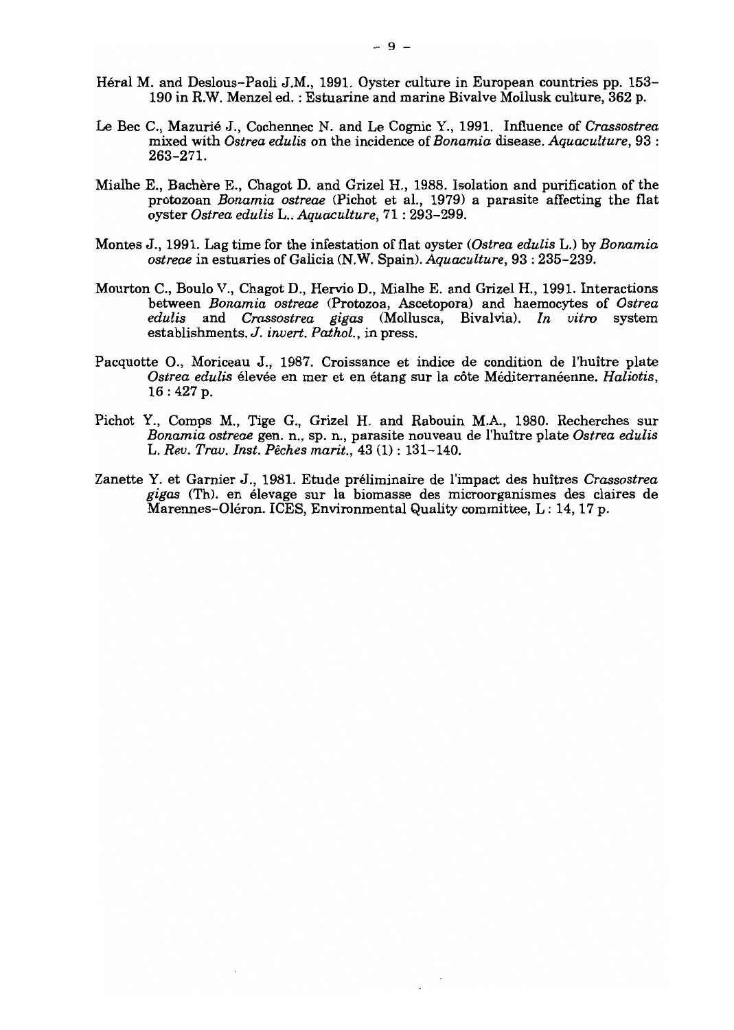Héral M. and Deslous-Paoli J.M., 1991. Oyster culture in European countries pp. 153-190 in R.W. Menzel ed. : Estuarine and marine Bivalve Mollusk culture, 362 p.

Le Bec C., Mazurié J., Cochennec N. and Le Cognic Y., 1991. Influence of *Crassostrea* mixed with *Ostrea edulis* on the incidence of *Bonamia* disease. *Aquaculture*, 93 : 263-271.

Mialhe E., Bachère E., Chagot D. and Grizel H., 1988. Isolation and purification of the protozoan *Bonamia ostreae* (Pichot et al., 1979) a parasite affecting the flat oyster *Ostrea edulis* L.. *Aquaculture*, 71 : 293-299.

Montes J., 1991. Lag time for the infestation of flat oyster (*Ostrea edulis* L.) by *Bonamia ostreae* in estuaries of Galicia (N.W. Spain). *Aquaculture*, 93 : 235-239.

Mourton C., Boulo V., Chagot D., Hervio D., Mialhe E. and Grizel H., 1991. Interactions between *Bonamia ostreae* (Protozoa, Ascetopora) and haemocytes of *Ostrea edulis* and *Crassostrea gigas* (Mollusca, Bivalvia). *In vitro* system establishments. *J. invert. Pathol.*, in press.

Pacquotte O., Moriceau J., 1987. Croissance et indice de condition de l'huître plate *Ostrea edulis* élevée en mer et en étang sur la côte Méditerranéenne. *Haliotis*, 16 : 427 p.

Pichot Y., Comps M., Tige G., Grizel H. and Rabouin M.A., 1980. Recherches sur *Bonamia ostreae* gen. n., sp. n., parasite nouveau de l'huître plate *Ostrea edulis* L. *Rev. Trav. Inst. Pêches marit.*, 43 (1) : 131-140.

Zanette Y. et Garnier J., 1981. Etude préliminaire de l'impact des huîtres *Crassostrea gigas* (Th). en élevage sur la biomasse des microorganismes des claires de Marennes-Oléron. ICES, Environmental Quality committee, L : 14, 17 p.